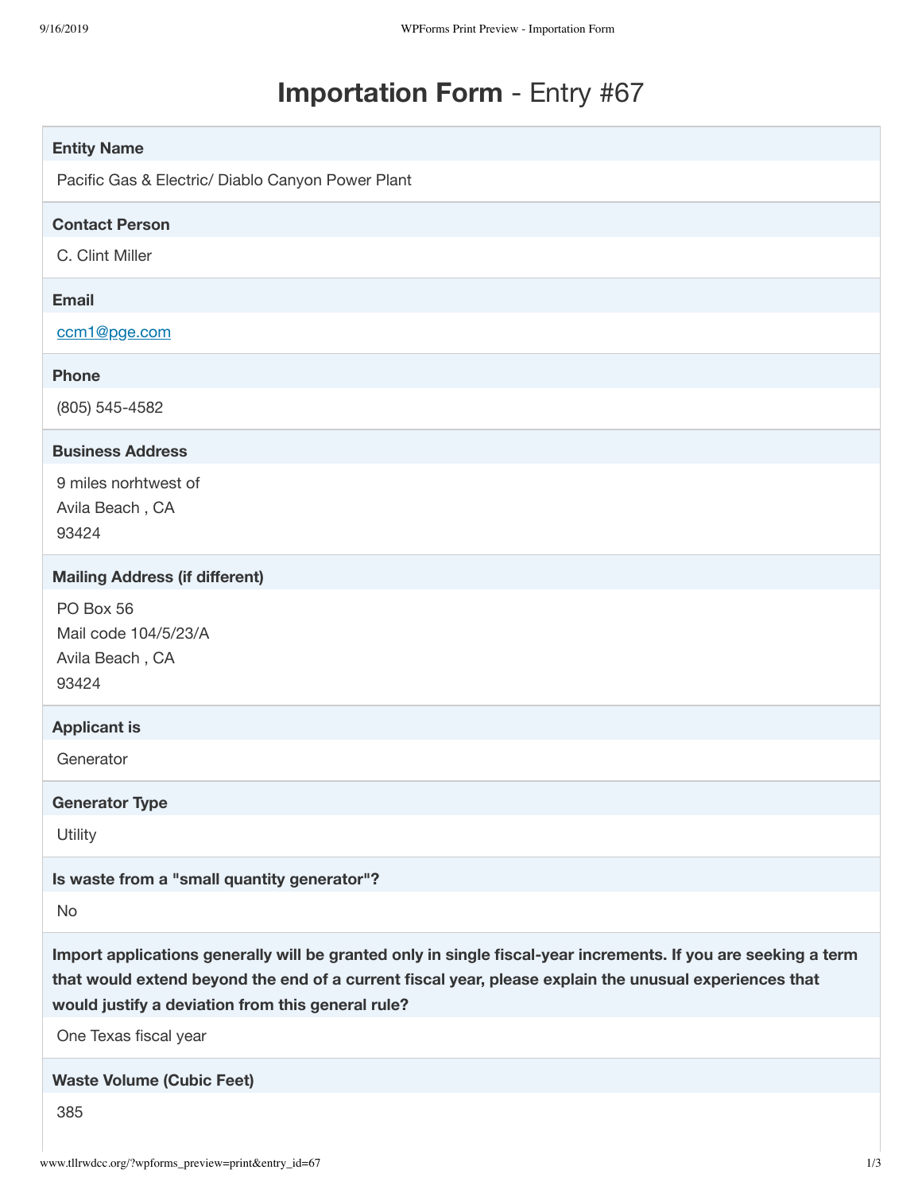# **Importation Form** - Entry #67

**Entity Name**

Pacific Gas & Electric/ Diablo Canyon Power Plant

**Contact Person**

C. Clint Miller

**Email**

ccm1@pge.com

**Phone**

(805) 545-4582

**Business Address**

9 miles norhtwest of
Avila Beach , CA
93424

**Mailing Address (if different)**

PO Box 56
Mail code 104/5/23/A
Avila Beach , CA
93424

**Applicant is**

Generator

**Generator Type**

Utility

**Is waste from a "small quantity generator"?**

No

**Import applications generally will be granted only in single fiscal-year increments. If you are seeking a term that would extend beyond the end of a current fiscal year, please explain the unusual experiences that would justify a deviation from this general rule?**

One Texas fiscal year

**Waste Volume (Cubic Feet)**

385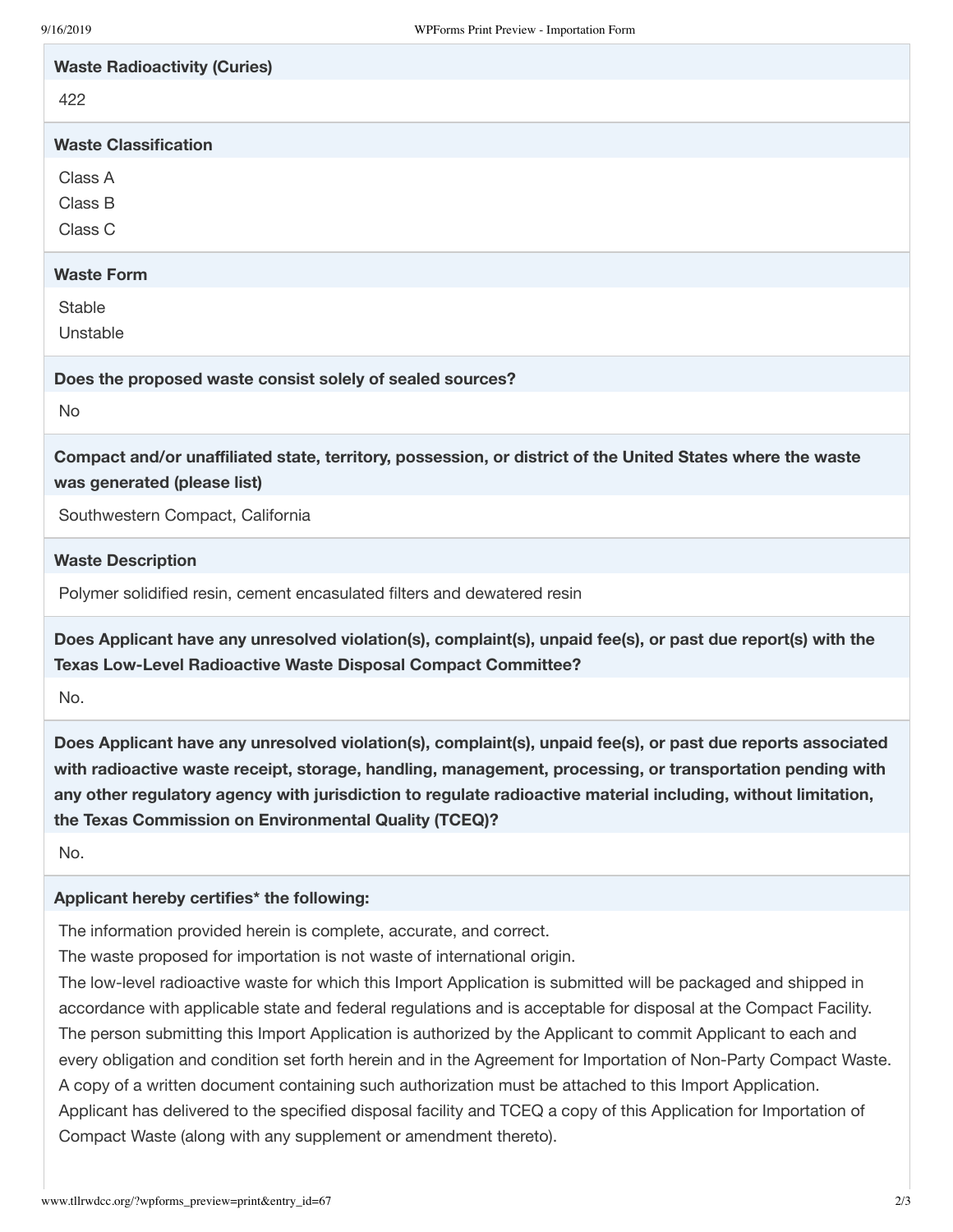**Waste Radioactivity (Curies)**

422

**Waste Classification**

Class A
Class B
Class C

**Waste Form**

Stable
Unstable

**Does the proposed waste consist solely of sealed sources?**

No

**Compact and/or unaffiliated state, territory, possession, or district of the United States where the waste was generated (please list)**

Southwestern Compact, California

**Waste Description**

Polymer solidified resin, cement encasulated filters and dewatered resin

**Does Applicant have any unresolved violation(s), complaint(s), unpaid fee(s), or past due report(s) with the Texas Low-Level Radioactive Waste Disposal Compact Committee?**

No.

**Does Applicant have any unresolved violation(s), complaint(s), unpaid fee(s), or past due reports associated with radioactive waste receipt, storage, handling, management, processing, or transportation pending with any other regulatory agency with jurisdiction to regulate radioactive material including, without limitation, the Texas Commission on Environmental Quality (TCEQ)?**

No.

**Applicant hereby certifies* the following:**

The information provided herein is complete, accurate, and correct.
The waste proposed for importation is not waste of international origin.
The low-level radioactive waste for which this Import Application is submitted will be packaged and shipped in accordance with applicable state and federal regulations and is acceptable for disposal at the Compact Facility.
The person submitting this Import Application is authorized by the Applicant to commit Applicant to each and every obligation and condition set forth herein and in the Agreement for Importation of Non-Party Compact Waste. A copy of a written document containing such authorization must be attached to this Import Application.
Applicant has delivered to the specified disposal facility and TCEQ a copy of this Application for Importation of Compact Waste (along with any supplement or amendment thereto).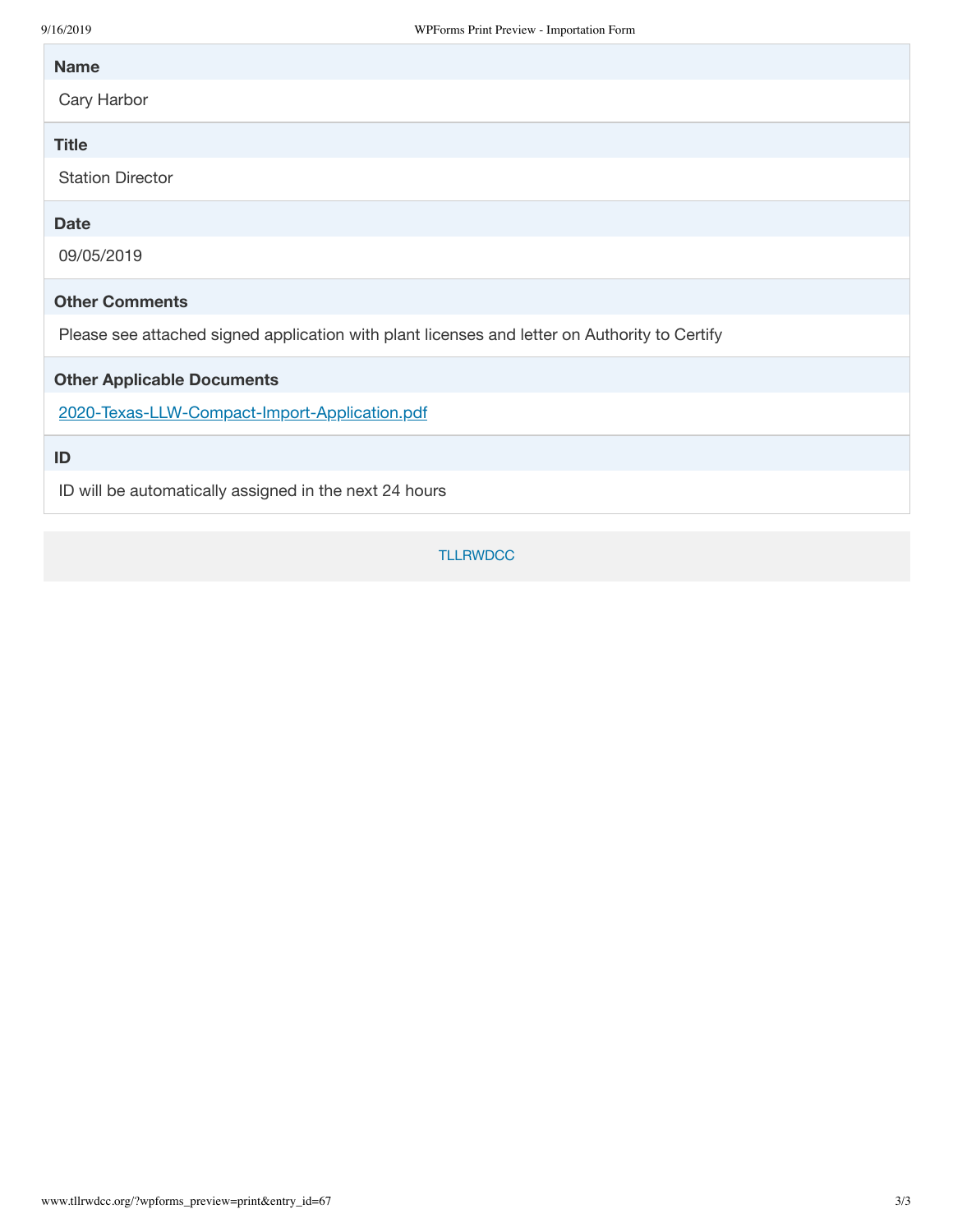**Name**

Cary Harbor

**Title**

Station Director

**Date**

09/05/2019

**Other Comments**

Please see attached signed application with plant licenses and letter on Authority to Certify

**Other Applicable Documents**

2020-Texas-LLW-Compact-Import-Application.pdf

**ID**

ID will be automatically assigned in the next 24 hours

TLLRWDCC